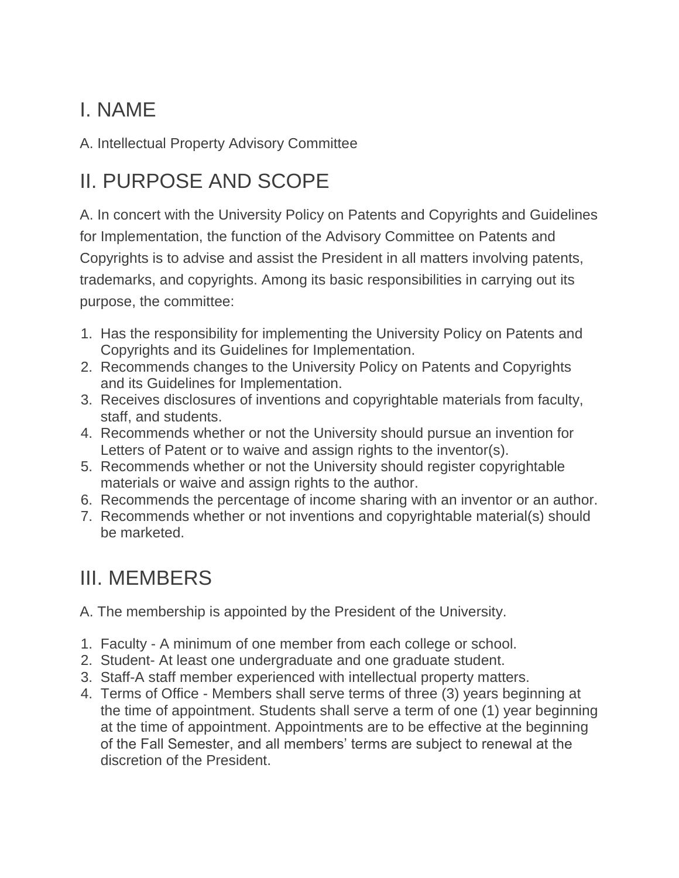# I. NAME

A. Intellectual Property Advisory Committee

# II. PURPOSE AND SCOPE

A. In concert with the University Policy on Patents and Copyrights and Guidelines for Implementation, the function of the Advisory Committee on Patents and Copyrights is to advise and assist the President in all matters involving patents, trademarks, and copyrights. Among its basic responsibilities in carrying out its purpose, the committee:

1. Has the responsibility for implementing the University Policy on Patents and Copyrights and its Guidelines for Implementation.
2. Recommends changes to the University Policy on Patents and Copyrights and its Guidelines for Implementation.
3. Receives disclosures of inventions and copyrightable materials from faculty, staff, and students.
4. Recommends whether or not the University should pursue an invention for Letters of Patent or to waive and assign rights to the inventor(s).
5. Recommends whether or not the University should register copyrightable materials or waive and assign rights to the author.
6. Recommends the percentage of income sharing with an inventor or an author.
7. Recommends whether or not inventions and copyrightable material(s) should be marketed.

# III. MEMBERS

A. The membership is appointed by the President of the University.

1. Faculty - A minimum of one member from each college or school.
2. Student- At least one undergraduate and one graduate student.
3. Staff-A staff member experienced with intellectual property matters.
4. Terms of Office - Members shall serve terms of three (3) years beginning at the time of appointment. Students shall serve a term of one (1) year beginning at the time of appointment. Appointments are to be effective at the beginning of the Fall Semester, and all members' terms are subject to renewal at the discretion of the President.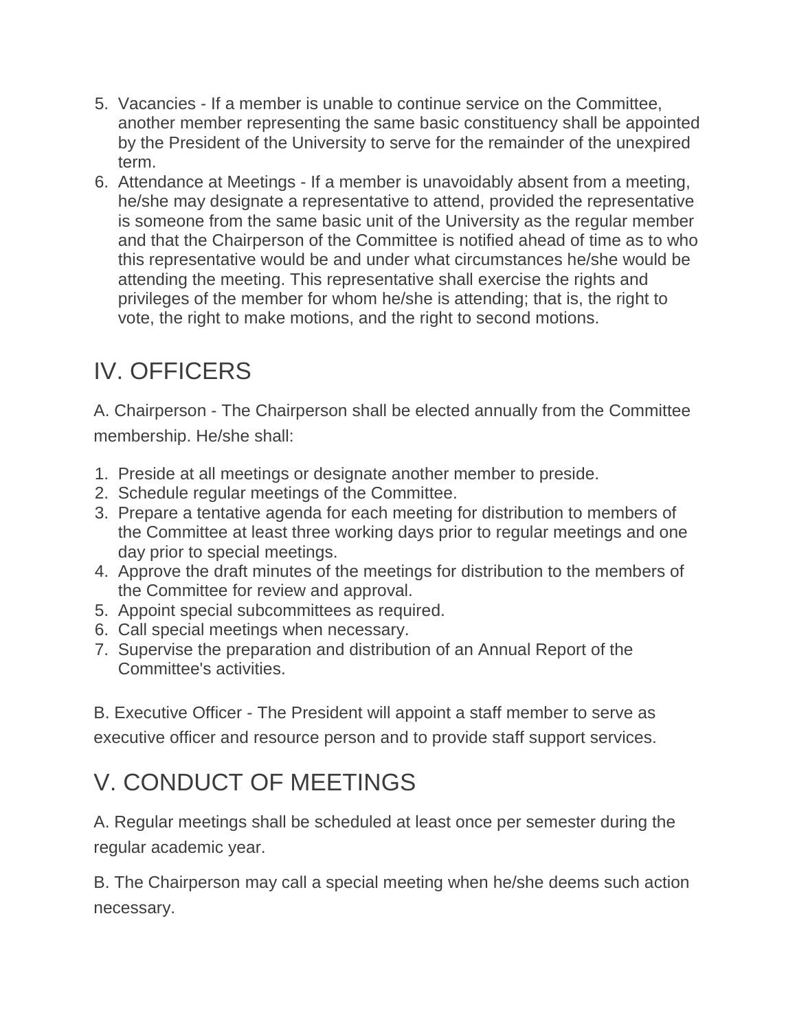5. Vacancies - If a member is unable to continue service on the Committee, another member representing the same basic constituency shall be appointed by the President of the University to serve for the remainder of the unexpired term.
6. Attendance at Meetings - If a member is unavoidably absent from a meeting, he/she may designate a representative to attend, provided the representative is someone from the same basic unit of the University as the regular member and that the Chairperson of the Committee is notified ahead of time as to who this representative would be and under what circumstances he/she would be attending the meeting. This representative shall exercise the rights and privileges of the member for whom he/she is attending; that is, the right to vote, the right to make motions, and the right to second motions.

## IV. OFFICERS

A. Chairperson - The Chairperson shall be elected annually from the Committee membership. He/she shall:

1. Preside at all meetings or designate another member to preside.
2. Schedule regular meetings of the Committee.
3. Prepare a tentative agenda for each meeting for distribution to members of the Committee at least three working days prior to regular meetings and one day prior to special meetings.
4. Approve the draft minutes of the meetings for distribution to the members of the Committee for review and approval.
5. Appoint special subcommittees as required.
6. Call special meetings when necessary.
7. Supervise the preparation and distribution of an Annual Report of the Committee's activities.

B. Executive Officer - The President will appoint a staff member to serve as executive officer and resource person and to provide staff support services.

## V. CONDUCT OF MEETINGS

A. Regular meetings shall be scheduled at least once per semester during the regular academic year.

B. The Chairperson may call a special meeting when he/she deems such action necessary.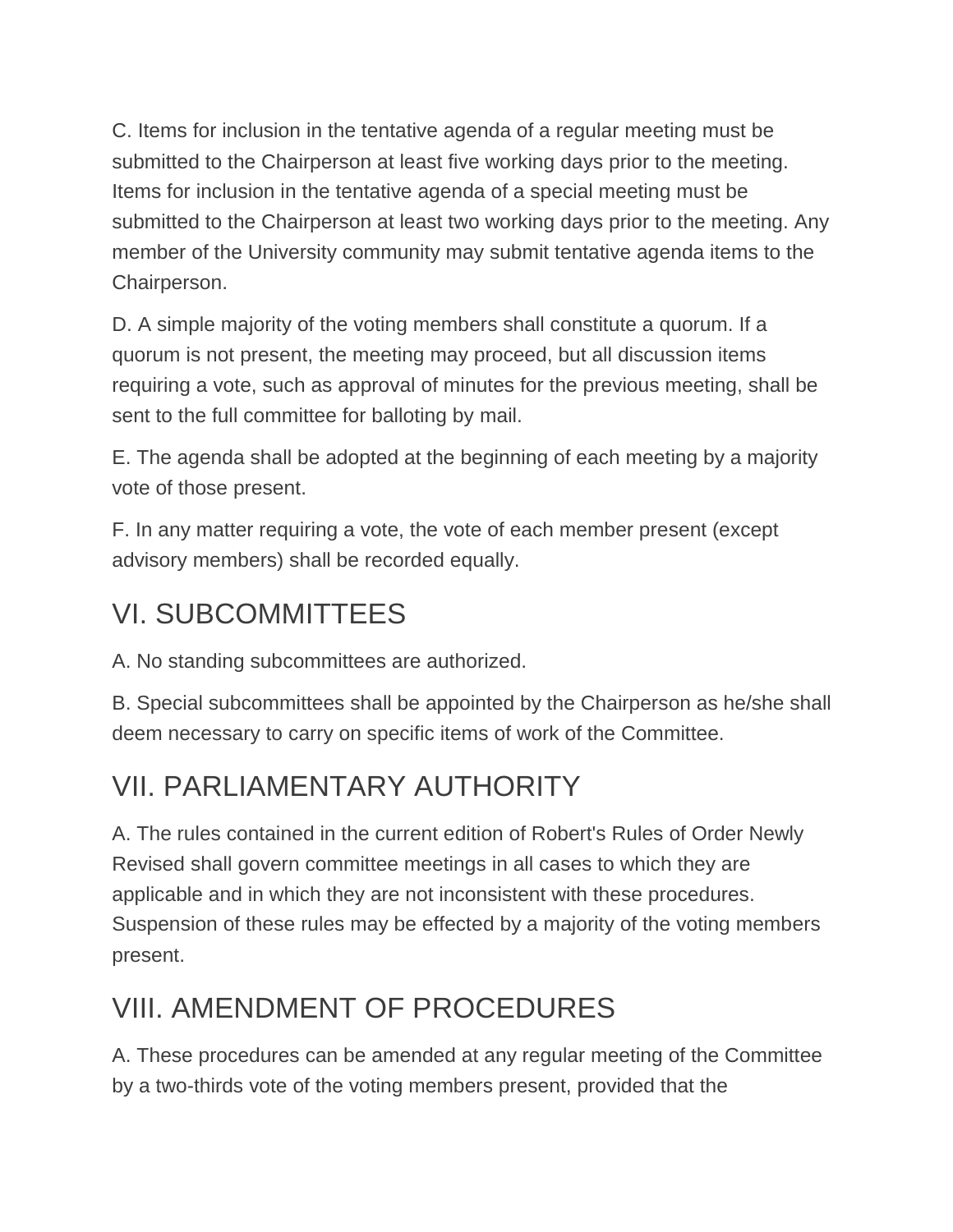C. Items for inclusion in the tentative agenda of a regular meeting must be submitted to the Chairperson at least five working days prior to the meeting. Items for inclusion in the tentative agenda of a special meeting must be submitted to the Chairperson at least two working days prior to the meeting. Any member of the University community may submit tentative agenda items to the Chairperson.

D. A simple majority of the voting members shall constitute a quorum. If a quorum is not present, the meeting may proceed, but all discussion items requiring a vote, such as approval of minutes for the previous meeting, shall be sent to the full committee for balloting by mail.

E. The agenda shall be adopted at the beginning of each meeting by a majority vote of those present.

F. In any matter requiring a vote, the vote of each member present (except advisory members) shall be recorded equally.

## VI. SUBCOMMITTEES

A. No standing subcommittees are authorized.

B. Special subcommittees shall be appointed by the Chairperson as he/she shall deem necessary to carry on specific items of work of the Committee.

## VII. PARLIAMENTARY AUTHORITY

A. The rules contained in the current edition of Robert's Rules of Order Newly Revised shall govern committee meetings in all cases to which they are applicable and in which they are not inconsistent with these procedures. Suspension of these rules may be effected by a majority of the voting members present.

## VIII. AMENDMENT OF PROCEDURES

A. These procedures can be amended at any regular meeting of the Committee by a two-thirds vote of the voting members present, provided that the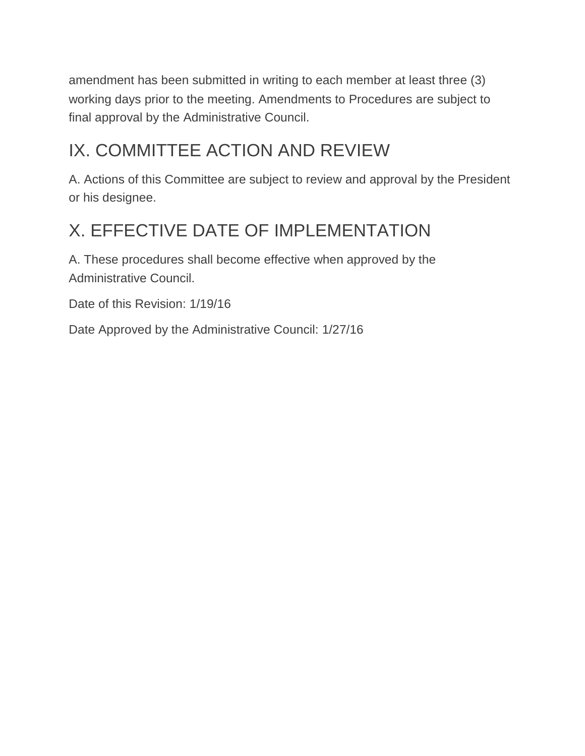amendment has been submitted in writing to each member at least three (3) working days prior to the meeting. Amendments to Procedures are subject to final approval by the Administrative Council.

## IX. COMMITTEE ACTION AND REVIEW

A. Actions of this Committee are subject to review and approval by the President or his designee.

## X. EFFECTIVE DATE OF IMPLEMENTATION

A. These procedures shall become effective when approved by the Administrative Council.

Date of this Revision: 1/19/16

Date Approved by the Administrative Council: 1/27/16